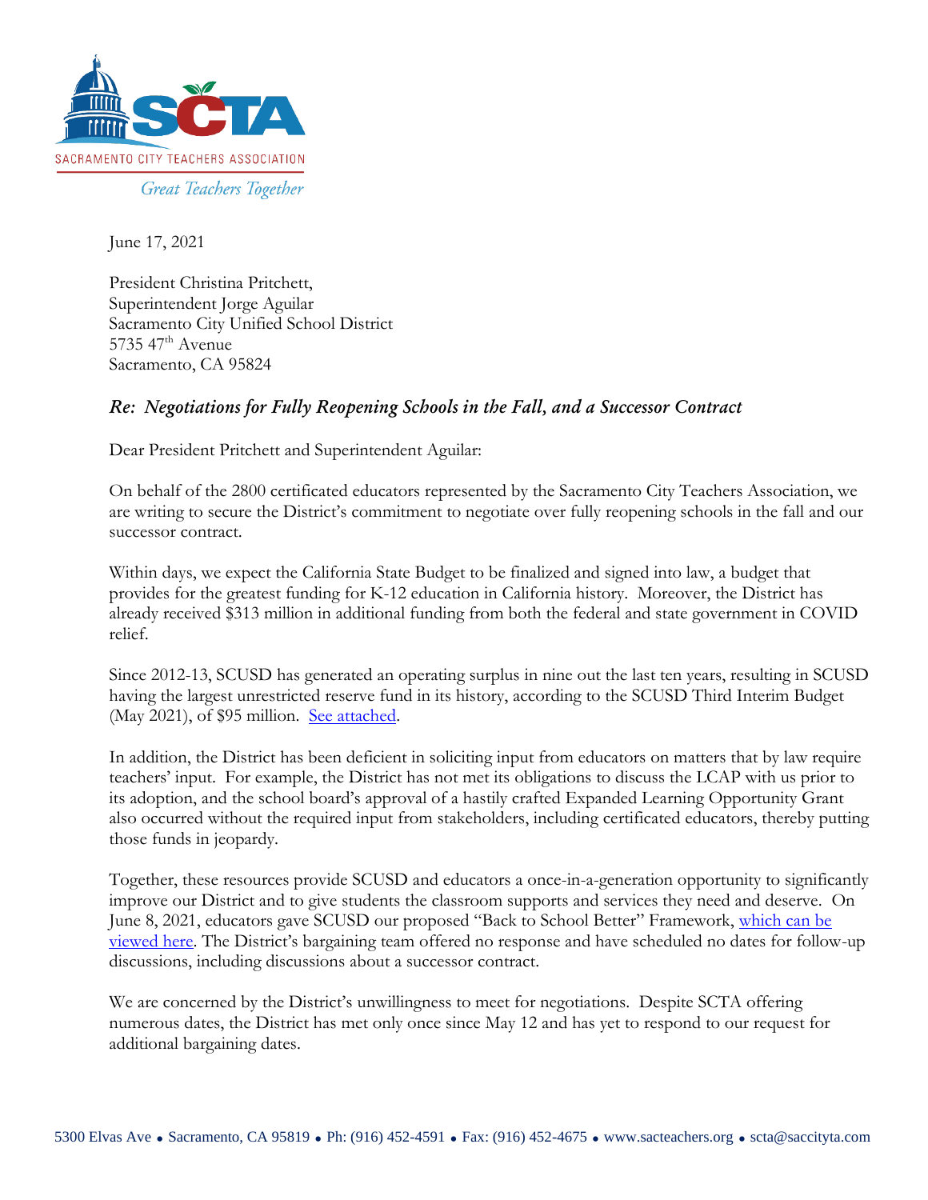SACRAMENTO CITY TEACHERS ASSOCIATION

*Great Teachers Together*

June 17, 2021

President Christina Pritchett,
Superintendent Jorge Aguilar
Sacramento City Unified School District
5735 47th Avenue
Sacramento, CA 95824

***Re: Negotiations for Fully Reopening Schools in the Fall, and a Successor Contract***

Dear President Pritchett and Superintendent Aguilar:

On behalf of the 2800 certificated educators represented by the Sacramento City Teachers Association, we are writing to secure the District's commitment to negotiate over fully reopening schools in the fall and our successor contract.

Within days, we expect the California State Budget to be finalized and signed into law, a budget that provides for the greatest funding for K-12 education in California history. Moreover, the District has already received $313 million in additional funding from both the federal and state government in COVID relief.

Since 2012-13, SCUSD has generated an operating surplus in nine out the last ten years, resulting in SCUSD having the largest unrestricted reserve fund in its history, according to the SCUSD Third Interim Budget (May 2021), of $95 million. See attached.

In addition, the District has been deficient in soliciting input from educators on matters that by law require teachers' input. For example, the District has not met its obligations to discuss the LCAP with us prior to its adoption, and the school board's approval of a hastily crafted Expanded Learning Opportunity Grant also occurred without the required input from stakeholders, including certificated educators, thereby putting those funds in jeopardy.

Together, these resources provide SCUSD and educators a once-in-a-generation opportunity to significantly improve our District and to give students the classroom supports and services they need and deserve. On June 8, 2021, educators gave SCUSD our proposed "Back to School Better" Framework, which can be viewed here. The District's bargaining team offered no response and have scheduled no dates for follow-up discussions, including discussions about a successor contract.

We are concerned by the District's unwillingness to meet for negotiations. Despite SCTA offering numerous dates, the District has met only once since May 12 and has yet to respond to our request for additional bargaining dates.

5300 Elvas Ave • Sacramento, CA 95819 • Ph: (916) 452-4591 • Fax: (916) 452-4675 • www.sacteachers.org • scta@saccityta.com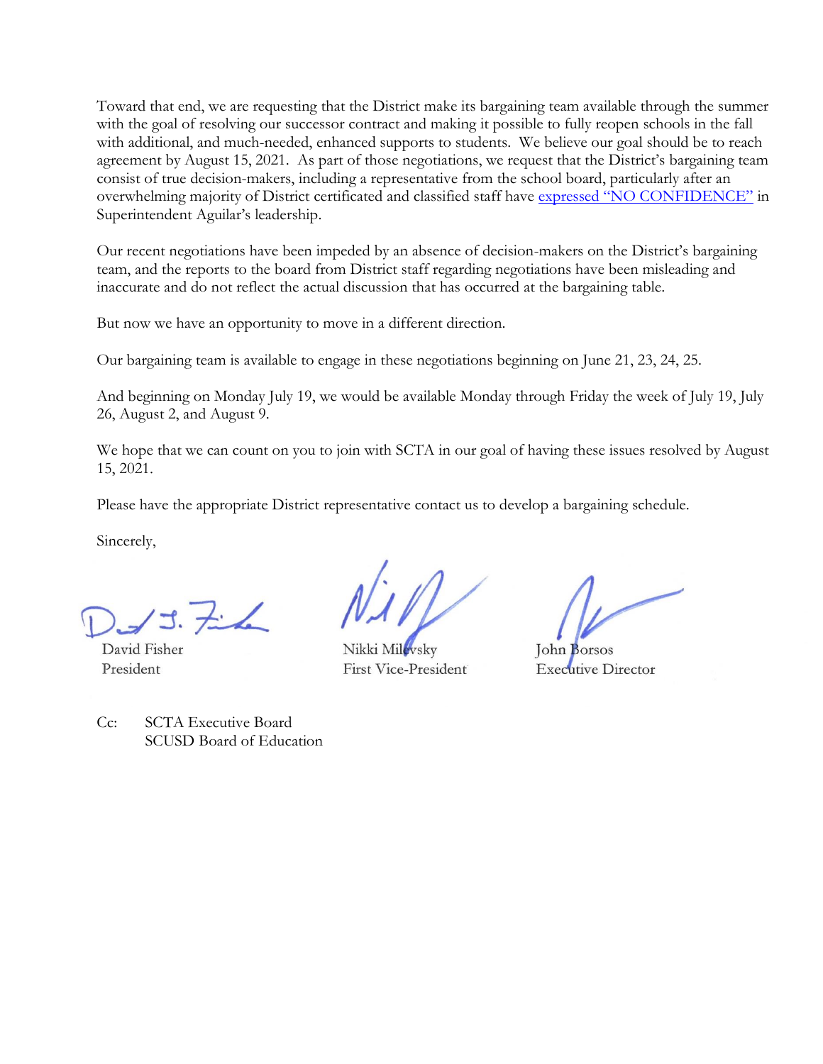Toward that end, we are requesting that the District make its bargaining team available through the summer with the goal of resolving our successor contract and making it possible to fully reopen schools in the fall with additional, and much-needed, enhanced supports to students. We believe our goal should be to reach agreement by August 15, 2021. As part of those negotiations, we request that the District's bargaining team consist of true decision-makers, including a representative from the school board, particularly after an overwhelming majority of District certificated and classified staff have expressed "NO CONFIDENCE" in Superintendent Aguilar's leadership.

Our recent negotiations have been impeded by an absence of decision-makers on the District's bargaining team, and the reports to the board from District staff regarding negotiations have been misleading and inaccurate and do not reflect the actual discussion that has occurred at the bargaining table.

But now we have an opportunity to move in a different direction.

Our bargaining team is available to engage in these negotiations beginning on June 21, 23, 24, 25.

And beginning on Monday July 19, we would be available Monday through Friday the week of July 19, July 26, August 2, and August 9.

We hope that we can count on you to join with SCTA in our goal of having these issues resolved by August 15, 2021.

Please have the appropriate District representative contact us to develop a bargaining schedule.

Sincerely,

David Fisher
President

Nikki Milevsky
First Vice-President

John Borsos
Executive Director

Cc: SCTA Executive Board
SCUSD Board of Education